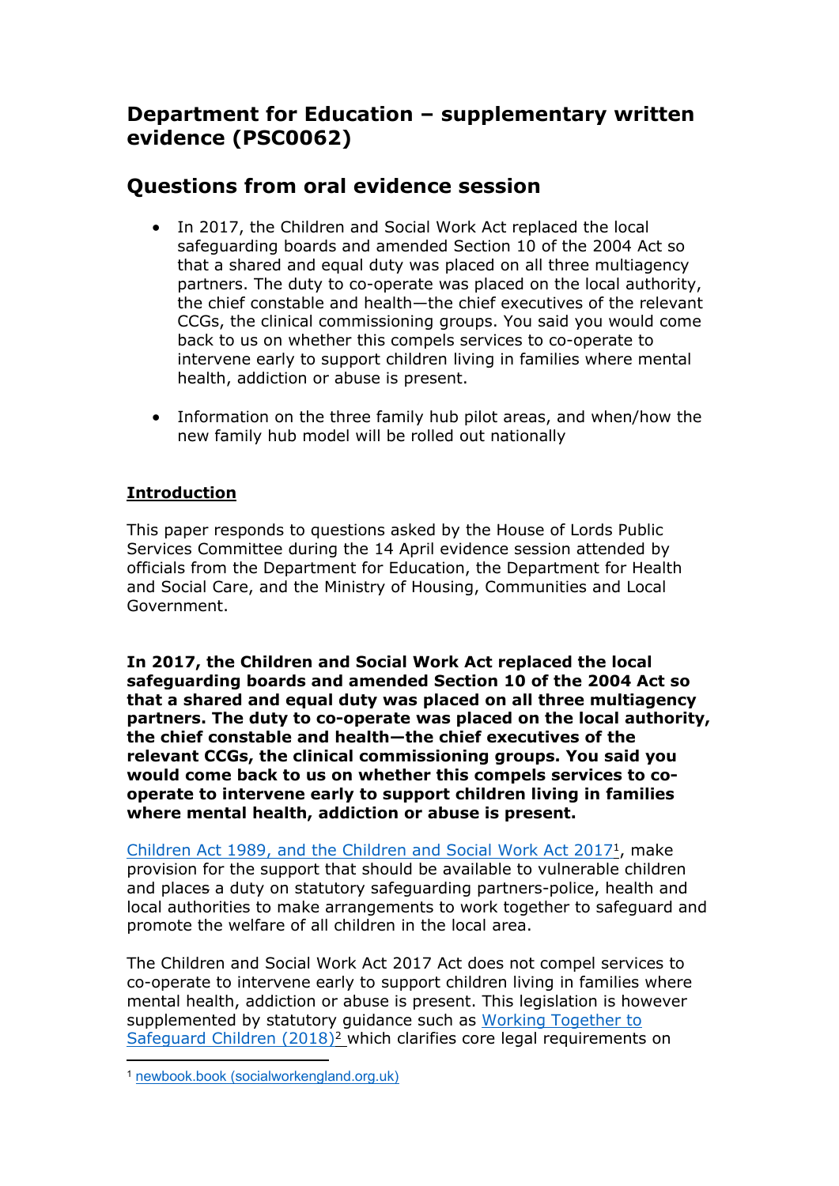# Department for Education – supplementary written evidence (PSC0062)

## Questions from oral evidence session

- In 2017, the Children and Social Work Act replaced the local safeguarding boards and amended Section 10 of the 2004 Act so that a shared and equal duty was placed on all three multiagency partners. The duty to co-operate was placed on the local authority, the chief constable and health—the chief executives of the relevant CCGs, the clinical commissioning groups. You said you would come back to us on whether this compels services to co-operate to intervene early to support children living in families where mental health, addiction or abuse is present.
- Information on the three family hub pilot areas, and when/how the new family hub model will be rolled out nationally

### Introduction

This paper responds to questions asked by the House of Lords Public Services Committee during the 14 April evidence session attended by officials from the Department for Education, the Department for Health and Social Care, and the Ministry of Housing, Communities and Local Government.

**In 2017, the Children and Social Work Act replaced the local safeguarding boards and amended Section 10 of the 2004 Act so that a shared and equal duty was placed on all three multiagency partners. The duty to co-operate was placed on the local authority, the chief constable and health—the chief executives of the relevant CCGs, the clinical commissioning groups. You said you would come back to us on whether this compels services to co-operate to intervene early to support children living in families where mental health, addiction or abuse is present.**

Children Act 1989, and the Children and Social Work Act 2017[1], make provision for the support that should be available to vulnerable children and places a duty on statutory safeguarding partners-police, health and local authorities to make arrangements to work together to safeguard and promote the welfare of all children in the local area.

The Children and Social Work Act 2017 Act does not compel services to co-operate to intervene early to support children living in families where mental health, addiction or abuse is present. This legislation is however supplemented by statutory guidance such as Working Together to Safeguard Children (2018)[2] which clarifies core legal requirements on

[1] newbook.book (socialworkengland.org.uk)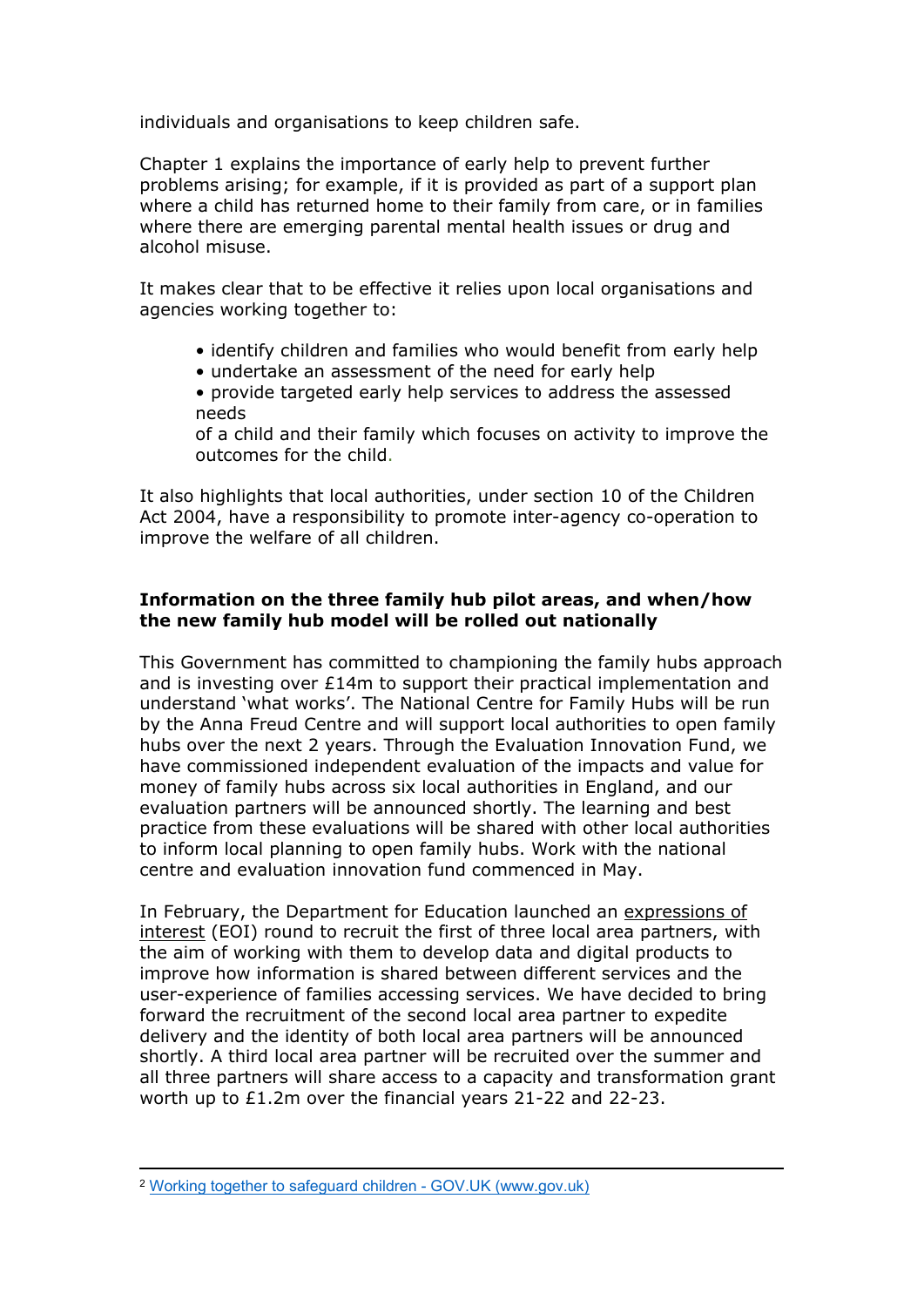individuals and organisations to keep children safe.

Chapter 1 explains the importance of early help to prevent further problems arising; for example, if it is provided as part of a support plan where a child has returned home to their family from care, or in families where there are emerging parental mental health issues or drug and alcohol misuse.

It makes clear that to be effective it relies upon local organisations and agencies working together to:

- identify children and families who would benefit from early help
- undertake an assessment of the need for early help
- provide targeted early help services to address the assessed needs
  of a child and their family which focuses on activity to improve the outcomes for the child.

It also highlights that local authorities, under section 10 of the Children Act 2004, have a responsibility to promote inter-agency co-operation to improve the welfare of all children.

**Information on the three family hub pilot areas, and when/how the new family hub model will be rolled out nationally**

This Government has committed to championing the family hubs approach and is investing over £14m to support their practical implementation and understand 'what works'. The National Centre for Family Hubs will be run by the Anna Freud Centre and will support local authorities to open family hubs over the next 2 years. Through the Evaluation Innovation Fund, we have commissioned independent evaluation of the impacts and value for money of family hubs across six local authorities in England, and our evaluation partners will be announced shortly. The learning and best practice from these evaluations will be shared with other local authorities to inform local planning to open family hubs. Work with the national centre and evaluation innovation fund commenced in May.

In February, the Department for Education launched an expressions of interest (EOI) round to recruit the first of three local area partners, with the aim of working with them to develop data and digital products to improve how information is shared between different services and the user-experience of families accessing services. We have decided to bring forward the recruitment of the second local area partner to expedite delivery and the identity of both local area partners will be announced shortly. A third local area partner will be recruited over the summer and all three partners will share access to a capacity and transformation grant worth up to £1.2m over the financial years 21-22 and 22-23.

---

[2] Working together to safeguard children - GOV.UK (www.gov.uk)